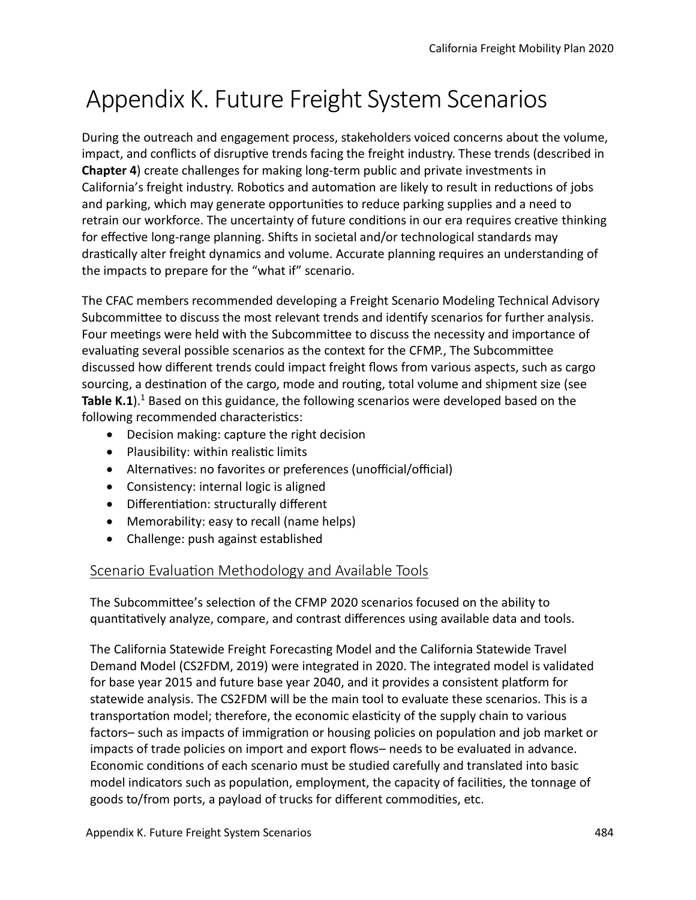# Appendix K. Future Freight System Scenarios

During the outreach and engagement process, stakeholders voiced concerns about the volume, impact, and conflicts of disruptive trends facing the freight industry. These trends (described in **Chapter 4**) create challenges for making long-term public and private investments in California's freight industry. Robotics and automation are likely to result in reductions of jobs and parking, which may generate opportunities to reduce parking supplies and a need to retrain our workforce. The uncertainty of future conditions in our era requires creative thinking for effective long-range planning. Shifts in societal and/or technological standards may drastically alter freight dynamics and volume. Accurate planning requires an understanding of the impacts to prepare for the "what if" scenario.

The CFAC members recommended developing a Freight Scenario Modeling Technical Advisory Subcommittee to discuss the most relevant trends and identify scenarios for further analysis. Four meetings were held with the Subcommittee to discuss the necessity and importance of evaluating several possible scenarios as the context for the CFMP., The Subcommittee discussed how different trends could impact freight flows from various aspects, such as cargo sourcing, a destination of the cargo, mode and routing, total volume and shipment size (see **Table K.1**).[1] Based on this guidance, the following scenarios were developed based on the following recommended characteristics:

- Decision making: capture the right decision
- Plausibility: within realistic limits
- Alternatives: no favorites or preferences (unofficial/official)
- Consistency: internal logic is aligned
- Differentiation: structurally different
- Memorability: easy to recall (name helps)
- Challenge: push against established

## Scenario Evaluation Methodology and Available Tools

The Subcommittee's selection of the CFMP 2020 scenarios focused on the ability to quantitatively analyze, compare, and contrast differences using available data and tools.

The California Statewide Freight Forecasting Model and the California Statewide Travel Demand Model (CS2FDM, 2019) were integrated in 2020. The integrated model is validated for base year 2015 and future base year 2040, and it provides a consistent platform for statewide analysis. The CS2FDM will be the main tool to evaluate these scenarios. This is a transportation model; therefore, the economic elasticity of the supply chain to various factors– such as impacts of immigration or housing policies on population and job market or impacts of trade policies on import and export flows– needs to be evaluated in advance. Economic conditions of each scenario must be studied carefully and translated into basic model indicators such as population, employment, the capacity of facilities, the tonnage of goods to/from ports, a payload of trucks for different commodities, etc.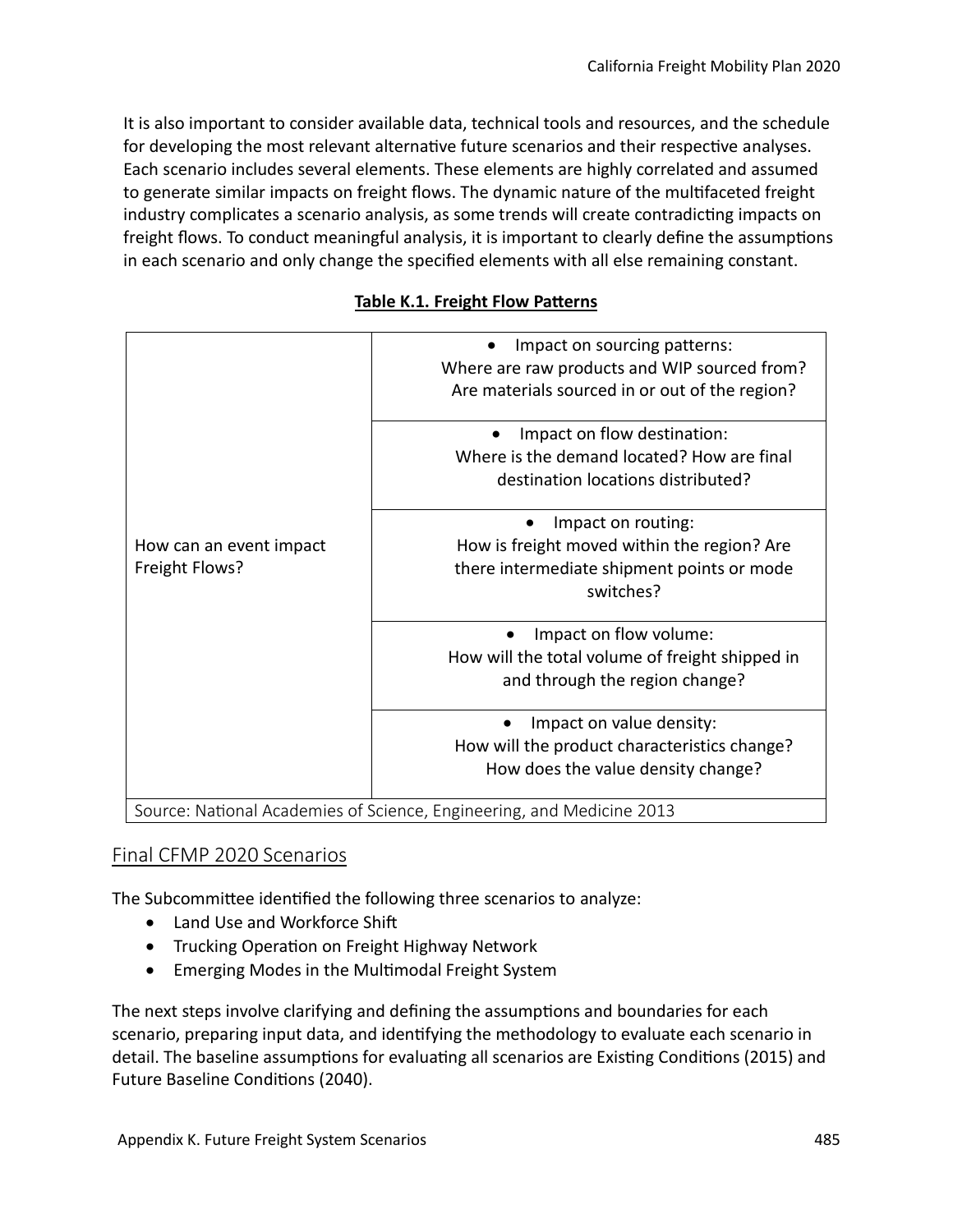It is also important to consider available data, technical tools and resources, and the schedule for developing the most relevant alternative future scenarios and their respective analyses. Each scenario includes several elements. These elements are highly correlated and assumed to generate similar impacts on freight flows. The dynamic nature of the multifaceted freight industry complicates a scenario analysis, as some trends will create contradicting impacts on freight flows. To conduct meaningful analysis, it is important to clearly define the assumptions in each scenario and only change the specified elements with all else remaining constant.

**Table K.1. Freight Flow Patterns**

| | |
|---|---|
| How can an event impact Freight Flows? | • Impact on sourcing patterns: Where are raw products and WIP sourced from? Are materials sourced in or out of the region? |
| | • Impact on flow destination: Where is the demand located? How are final destination locations distributed? |
| | • Impact on routing: How is freight moved within the region? Are there intermediate shipment points or mode switches? |
| | • Impact on flow volume: How will the total volume of freight shipped in and through the region change? |
| | • Impact on value density: How will the product characteristics change? How does the value density change? |
| Source: National Academies of Science, Engineering, and Medicine 2013 | |

## Final CFMP 2020 Scenarios

The Subcommittee identified the following three scenarios to analyze:

- Land Use and Workforce Shift
- Trucking Operation on Freight Highway Network
- Emerging Modes in the Multimodal Freight System

The next steps involve clarifying and defining the assumptions and boundaries for each scenario, preparing input data, and identifying the methodology to evaluate each scenario in detail. The baseline assumptions for evaluating all scenarios are Existing Conditions (2015) and Future Baseline Conditions (2040).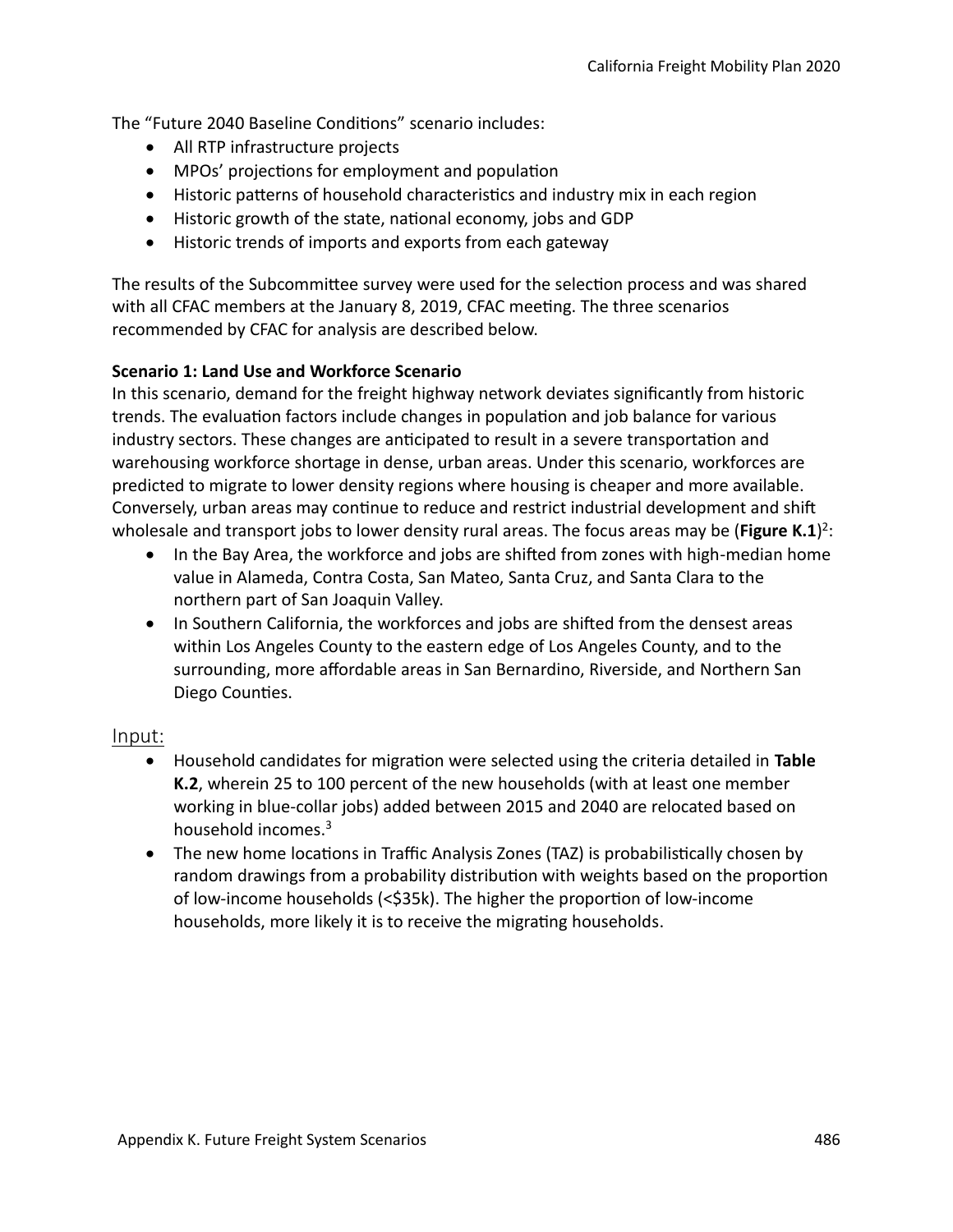The “Future 2040 Baseline Conditions” scenario includes:

- All RTP infrastructure projects
- MPOs’ projections for employment and population
- Historic patterns of household characteristics and industry mix in each region
- Historic growth of the state, national economy, jobs and GDP
- Historic trends of imports and exports from each gateway

The results of the Subcommittee survey were used for the selection process and was shared with all CFAC members at the January 8, 2019, CFAC meeting. The three scenarios recommended by CFAC for analysis are described below.

**Scenario 1: Land Use and Workforce Scenario**

In this scenario, demand for the freight highway network deviates significantly from historic trends. The evaluation factors include changes in population and job balance for various industry sectors. These changes are anticipated to result in a severe transportation and warehousing workforce shortage in dense, urban areas. Under this scenario, workforces are predicted to migrate to lower density regions where housing is cheaper and more available. Conversely, urban areas may continue to reduce and restrict industrial development and shift wholesale and transport jobs to lower density rural areas. The focus areas may be (**Figure K.1**)[2]:

- In the Bay Area, the workforce and jobs are shifted from zones with high-median home value in Alameda, Contra Costa, San Mateo, Santa Cruz, and Santa Clara to the northern part of San Joaquin Valley.
- In Southern California, the workforces and jobs are shifted from the densest areas within Los Angeles County to the eastern edge of Los Angeles County, and to the surrounding, more affordable areas in San Bernardino, Riverside, and Northern San Diego Counties.

## Input:

- Household candidates for migration were selected using the criteria detailed in **Table K.2**, wherein 25 to 100 percent of the new households (with at least one member working in blue-collar jobs) added between 2015 and 2040 are relocated based on household incomes.[3]
- The new home locations in Traffic Analysis Zones (TAZ) is probabilistically chosen by random drawings from a probability distribution with weights based on the proportion of low-income households (<$35k). The higher the proportion of low-income households, more likely it is to receive the migrating households.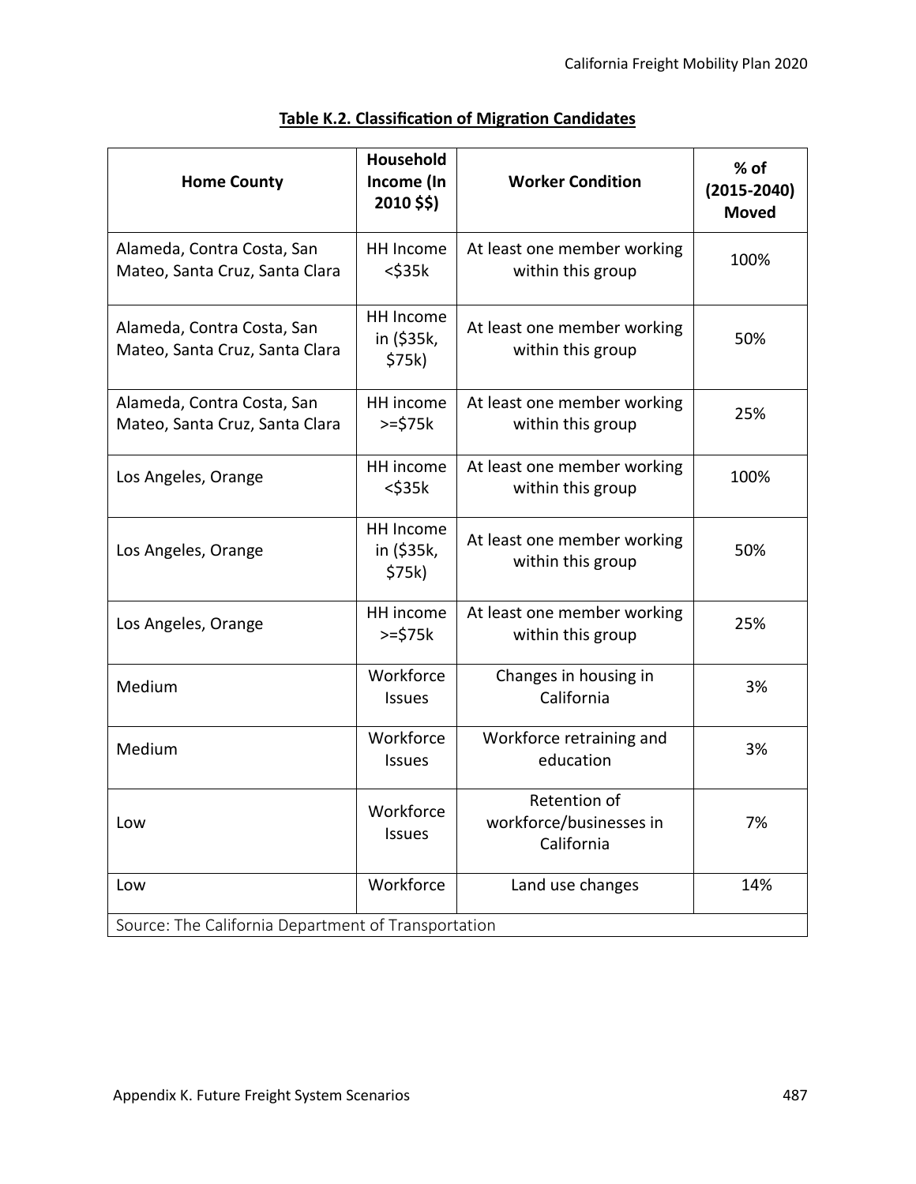**Table K.2. Classification of Migration Candidates**

| Home County | Household Income (In 2010 $$) | Worker Condition | % of (2015-2040) Moved |
|---|---|---|---|
| Alameda, Contra Costa, San Mateo, Santa Cruz, Santa Clara | HH Income <$35k | At least one member working within this group | 100% |
| Alameda, Contra Costa, San Mateo, Santa Cruz, Santa Clara | HH Income in ($35k, $75k) | At least one member working within this group | 50% |
| Alameda, Contra Costa, San Mateo, Santa Cruz, Santa Clara | HH income >=$75k | At least one member working within this group | 25% |
| Los Angeles, Orange | HH income <$35k | At least one member working within this group | 100% |
| Los Angeles, Orange | HH Income in ($35k, $75k) | At least one member working within this group | 50% |
| Los Angeles, Orange | HH income >=$75k | At least one member working within this group | 25% |
| Medium | Workforce Issues | Changes in housing in California | 3% |
| Medium | Workforce Issues | Workforce retraining and education | 3% |
| Low | Workforce Issues | Retention of workforce/businesses in California | 7% |
| Low | Workforce | Land use changes | 14% |
| Source: The California Department of Transportation | | | |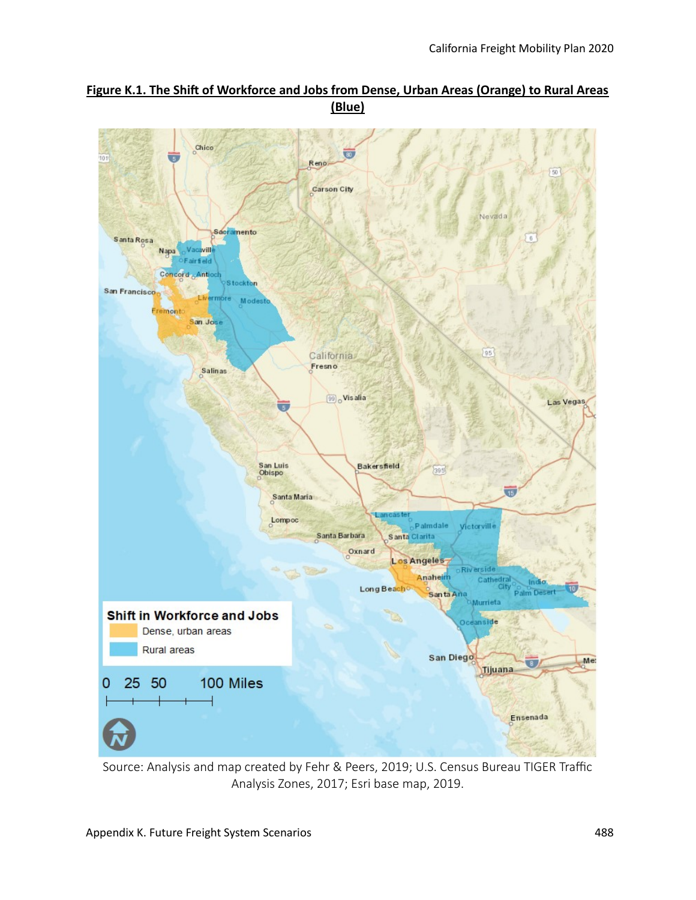**Figure K.1. The Shift of Workforce and Jobs from Dense, Urban Areas (Orange) to Rural Areas (Blue)**

Source: Analysis and map created by Fehr & Peers, 2019; U.S. Census Bureau TIGER Traffic Analysis Zones, 2017; Esri base map, 2019.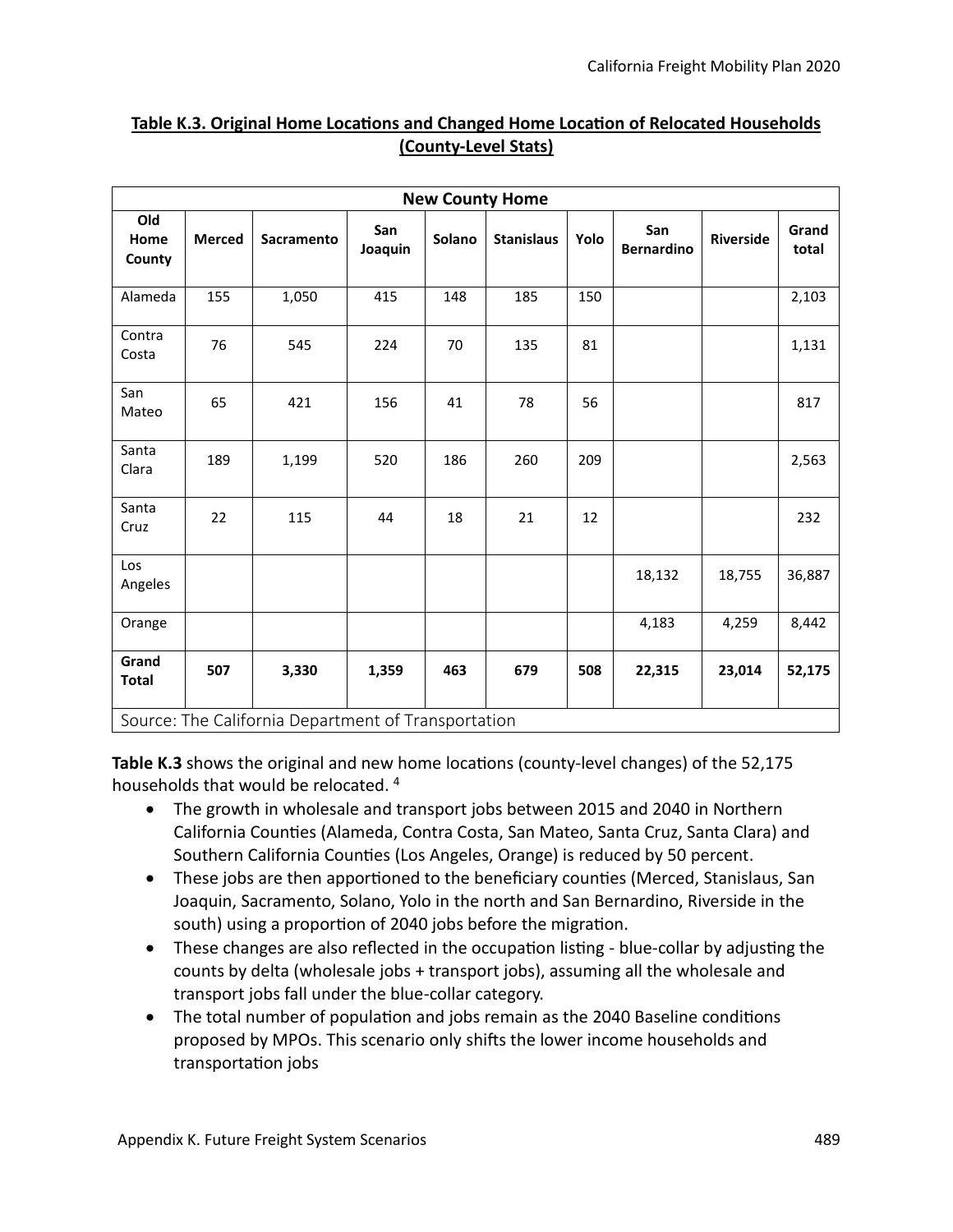**Table K.3. Original Home Locations and Changed Home Location of Relocated Households (County-Level Stats)**

| | New County Home | | | | | | | | |
|---|---|---|---|---|---|---|---|---|---|
| **Old Home County** | **Merced** | **Sacramento** | **San Joaquin** | **Solano** | **Stanislaus** | **Yolo** | **San Bernardino** | **Riverside** | **Grand total** |
| Alameda | 155 | 1,050 | 415 | 148 | 185 | 150 | | | 2,103 |
| Contra Costa | 76 | 545 | 224 | 70 | 135 | 81 | | | 1,131 |
| San Mateo | 65 | 421 | 156 | 41 | 78 | 56 | | | 817 |
| Santa Clara | 189 | 1,199 | 520 | 186 | 260 | 209 | | | 2,563 |
| Santa Cruz | 22 | 115 | 44 | 18 | 21 | 12 | | | 232 |
| Los Angeles | | | | | | | 18,132 | 18,755 | 36,887 |
| Orange | | | | | | | 4,183 | 4,259 | 8,442 |
| **Grand Total** | **507** | **3,330** | **1,359** | **463** | **679** | **508** | **22,315** | **23,014** | **52,175** |

Source: The California Department of Transportation

**Table K.3** shows the original and new home locations (county-level changes) of the 52,175 households that would be relocated. [4]

- The growth in wholesale and transport jobs between 2015 and 2040 in Northern California Counties (Alameda, Contra Costa, San Mateo, Santa Cruz, Santa Clara) and Southern California Counties (Los Angeles, Orange) is reduced by 50 percent.
- These jobs are then apportioned to the beneficiary counties (Merced, Stanislaus, San Joaquin, Sacramento, Solano, Yolo in the north and San Bernardino, Riverside in the south) using a proportion of 2040 jobs before the migration.
- These changes are also reflected in the occupation listing - blue-collar by adjusting the counts by delta (wholesale jobs + transport jobs), assuming all the wholesale and transport jobs fall under the blue-collar category.
- The total number of population and jobs remain as the 2040 Baseline conditions proposed by MPOs. This scenario only shifts the lower income households and transportation jobs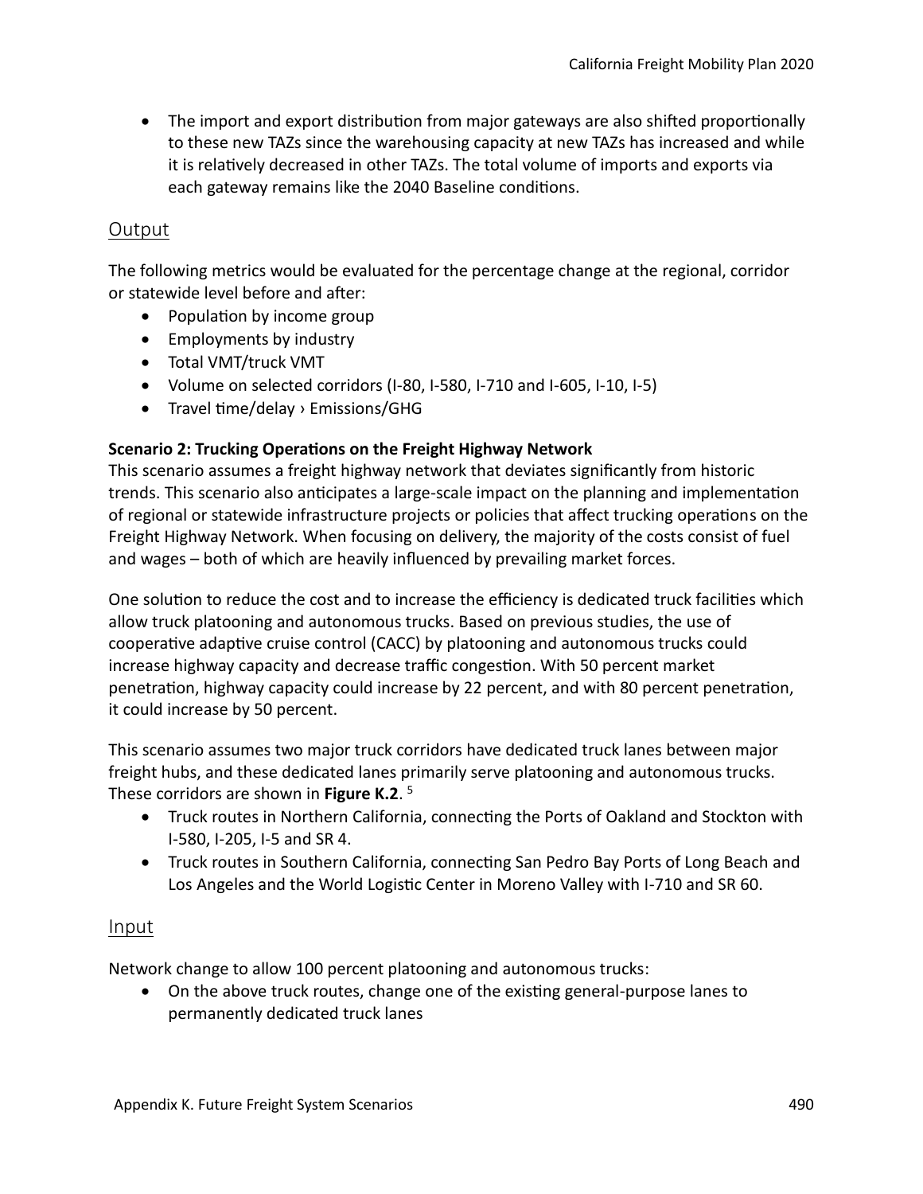- The import and export distribution from major gateways are also shifted proportionally to these new TAZs since the warehousing capacity at new TAZs has increased and while it is relatively decreased in other TAZs. The total volume of imports and exports via each gateway remains like the 2040 Baseline conditions.

## Output

The following metrics would be evaluated for the percentage change at the regional, corridor or statewide level before and after:

- Population by income group
- Employments by industry
- Total VMT/truck VMT
- Volume on selected corridors (I-80, I-580, I-710 and I-605, I-10, I-5)
- Travel time/delay › Emissions/GHG

**Scenario 2: Trucking Operations on the Freight Highway Network**

This scenario assumes a freight highway network that deviates significantly from historic trends. This scenario also anticipates a large-scale impact on the planning and implementation of regional or statewide infrastructure projects or policies that affect trucking operations on the Freight Highway Network. When focusing on delivery, the majority of the costs consist of fuel and wages – both of which are heavily influenced by prevailing market forces.

One solution to reduce the cost and to increase the efficiency is dedicated truck facilities which allow truck platooning and autonomous trucks. Based on previous studies, the use of cooperative adaptive cruise control (CACC) by platooning and autonomous trucks could increase highway capacity and decrease traffic congestion. With 50 percent market penetration, highway capacity could increase by 22 percent, and with 80 percent penetration, it could increase by 50 percent.

This scenario assumes two major truck corridors have dedicated truck lanes between major freight hubs, and these dedicated lanes primarily serve platooning and autonomous trucks. These corridors are shown in **Figure K.2**. [5]

- Truck routes in Northern California, connecting the Ports of Oakland and Stockton with I-580, I-205, I-5 and SR 4.
- Truck routes in Southern California, connecting San Pedro Bay Ports of Long Beach and Los Angeles and the World Logistic Center in Moreno Valley with I-710 and SR 60.

## Input

Network change to allow 100 percent platooning and autonomous trucks:

- On the above truck routes, change one of the existing general-purpose lanes to permanently dedicated truck lanes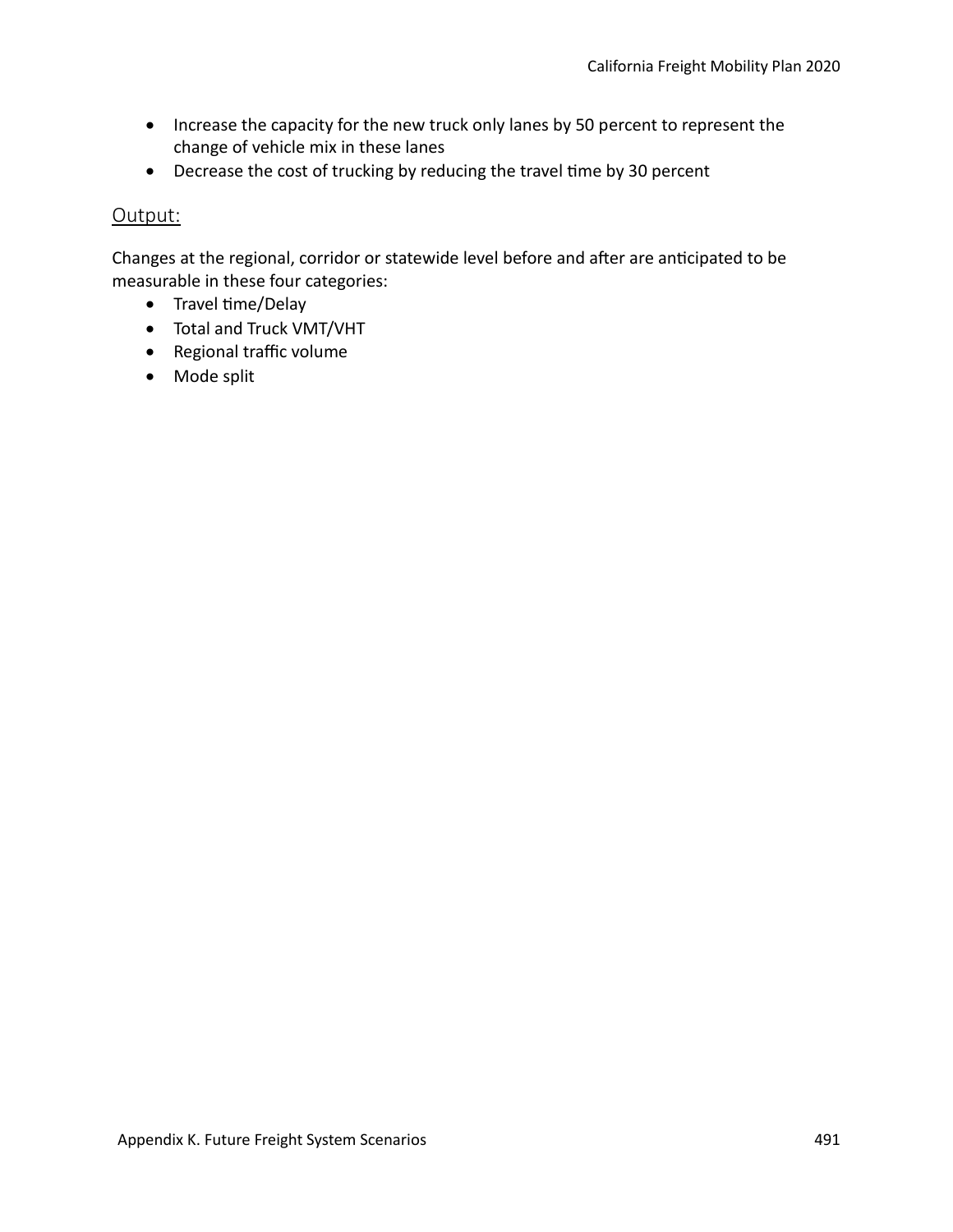- Increase the capacity for the new truck only lanes by 50 percent to represent the change of vehicle mix in these lanes
- Decrease the cost of trucking by reducing the travel time by 30 percent

### Output:

Changes at the regional, corridor or statewide level before and after are anticipated to be measurable in these four categories:

- Travel time/Delay
- Total and Truck VMT/VHT
- Regional traffic volume
- Mode split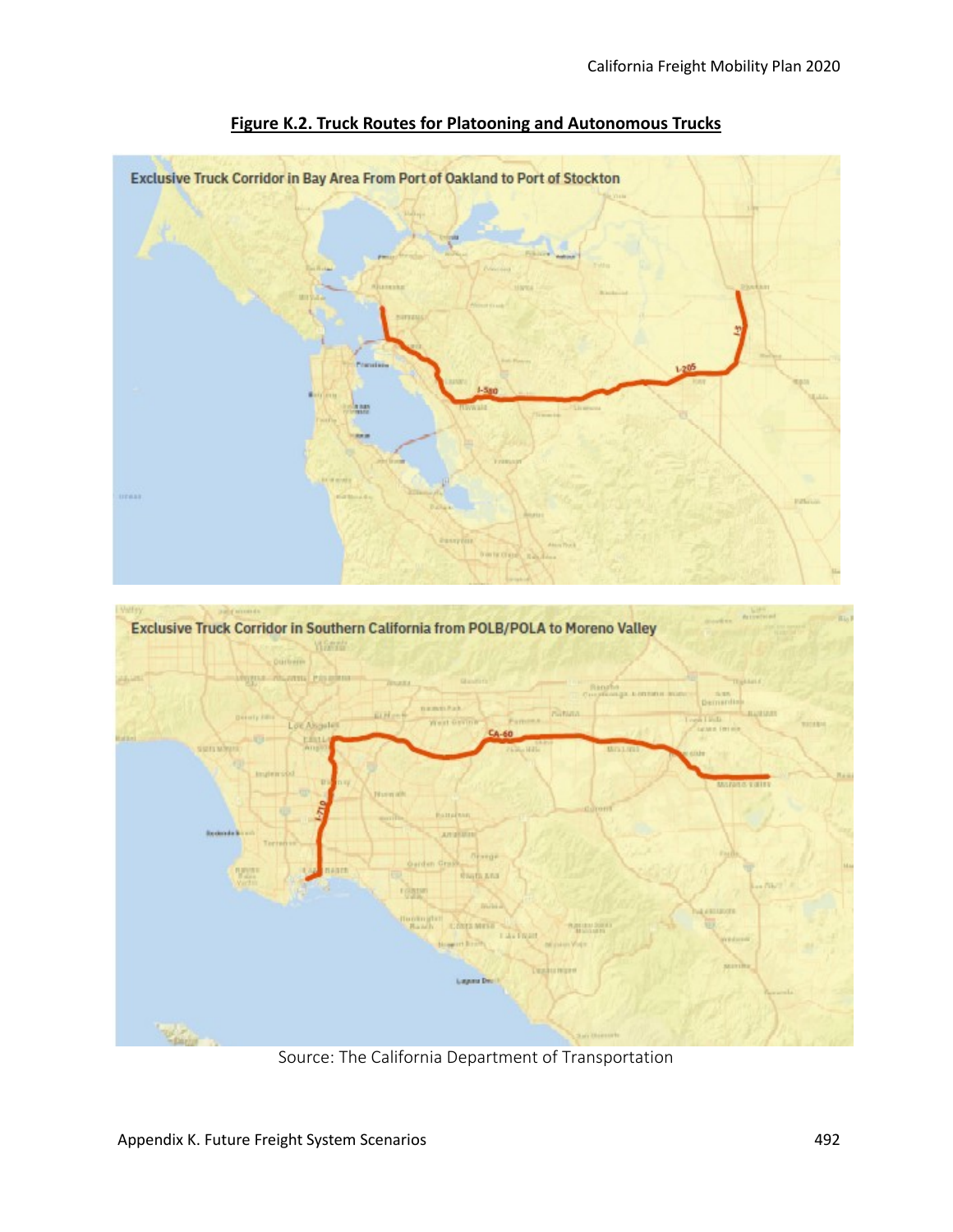**Figure K.2. Truck Routes for Platooning and Autonomous Trucks**

Exclusive Truck Corridor in Bay Area From Port of Oakland to Port of Stockton

Exclusive Truck Corridor in Southern California from POLB/POLA to Moreno Valley

Source: The California Department of Transportation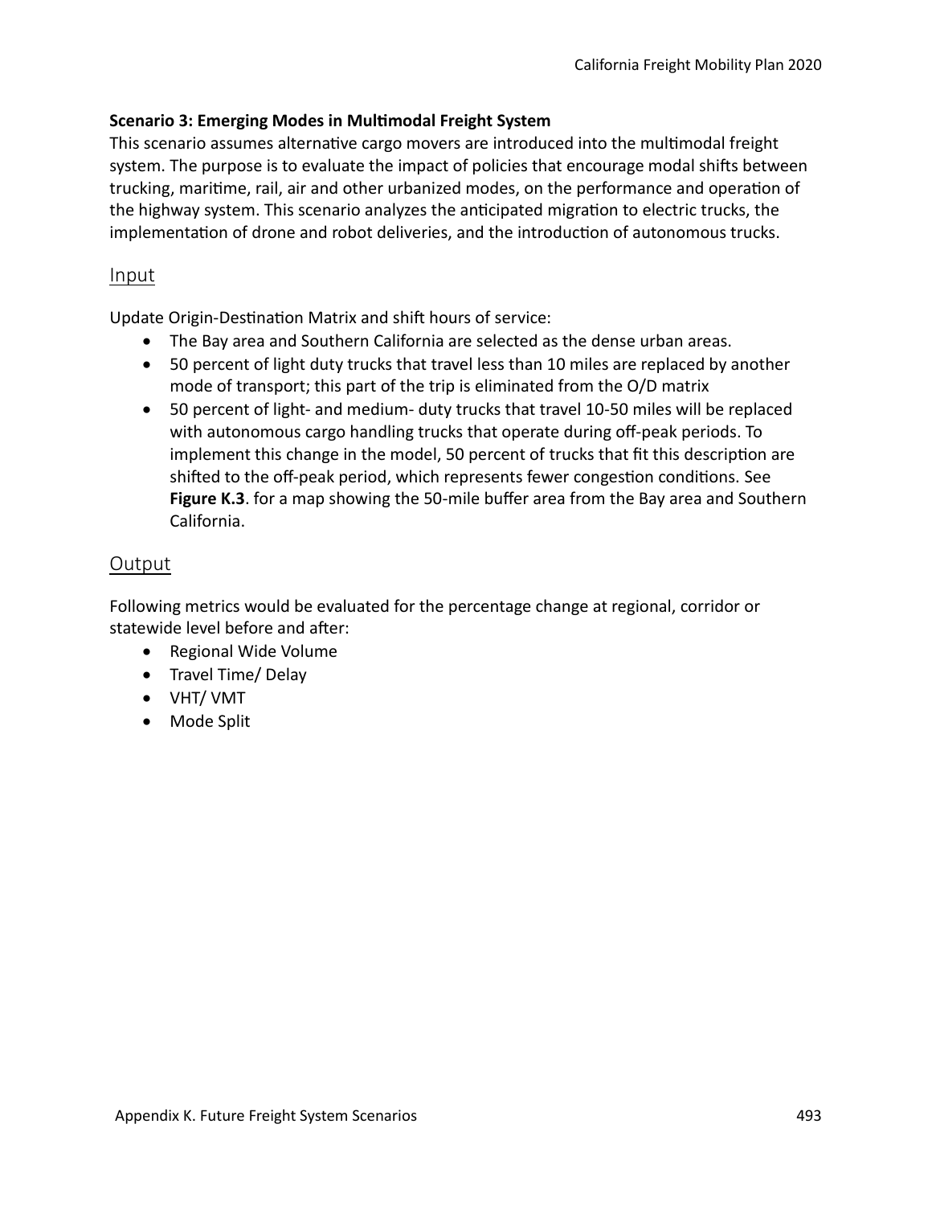**Scenario 3: Emerging Modes in Multimodal Freight System**

This scenario assumes alternative cargo movers are introduced into the multimodal freight system. The purpose is to evaluate the impact of policies that encourage modal shifts between trucking, maritime, rail, air and other urbanized modes, on the performance and operation of the highway system. This scenario analyzes the anticipated migration to electric trucks, the implementation of drone and robot deliveries, and the introduction of autonomous trucks.

## Input

Update Origin-Destination Matrix and shift hours of service:

- The Bay area and Southern California are selected as the dense urban areas.
- 50 percent of light duty trucks that travel less than 10 miles are replaced by another mode of transport; this part of the trip is eliminated from the O/D matrix
- 50 percent of light- and medium- duty trucks that travel 10-50 miles will be replaced with autonomous cargo handling trucks that operate during off-peak periods. To implement this change in the model, 50 percent of trucks that fit this description are shifted to the off-peak period, which represents fewer congestion conditions. See **Figure K.3**. for a map showing the 50-mile buffer area from the Bay area and Southern California.

## Output

Following metrics would be evaluated for the percentage change at regional, corridor or statewide level before and after:

- Regional Wide Volume
- Travel Time/ Delay
- VHT/ VMT
- Mode Split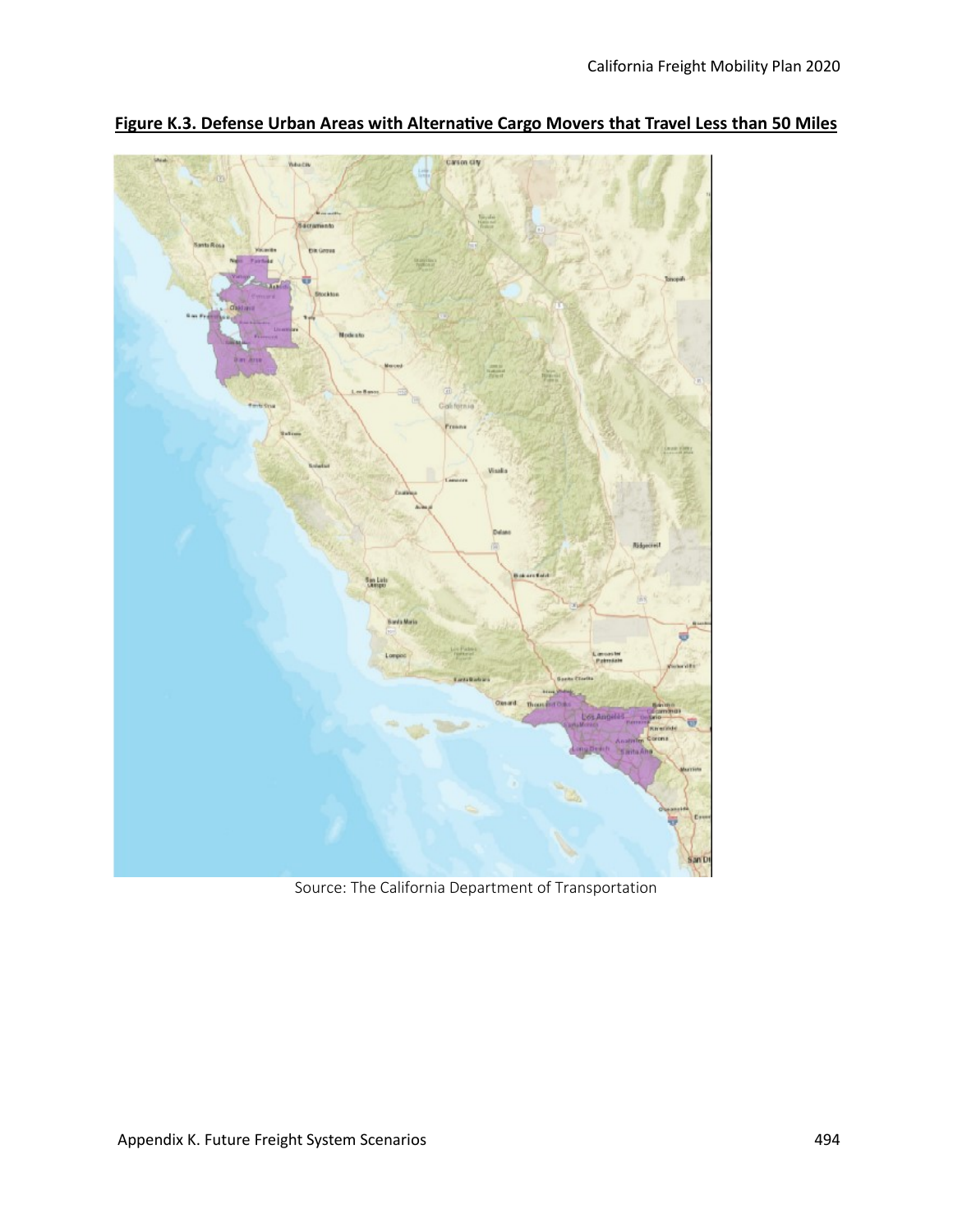**Figure K.3. Defense Urban Areas with Alternative Cargo Movers that Travel Less than 50 Miles**

Source: The California Department of Transportation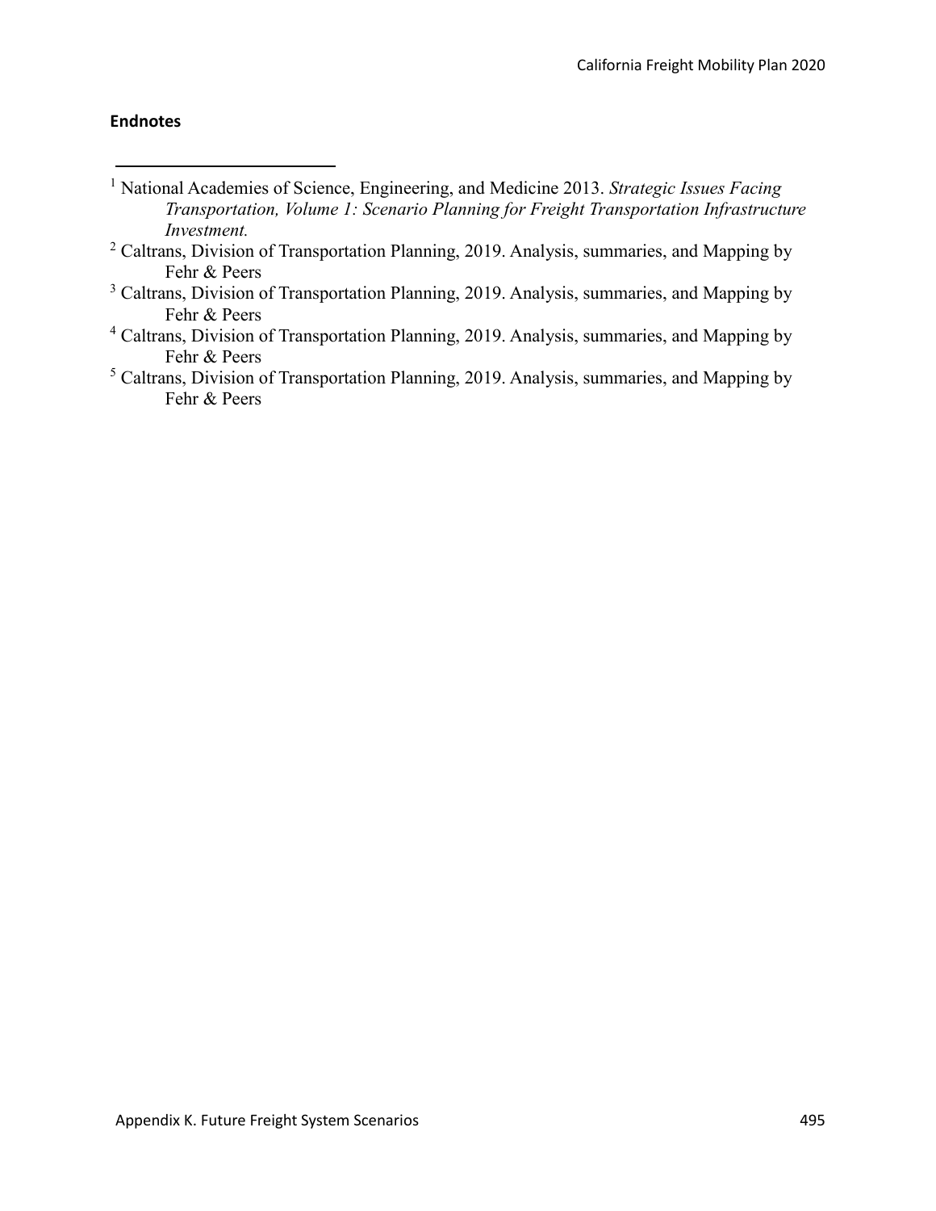**Endnotes**

[1] National Academies of Science, Engineering, and Medicine 2013. *Strategic Issues Facing Transportation, Volume 1: Scenario Planning for Freight Transportation Infrastructure Investment.*

[2] Caltrans, Division of Transportation Planning, 2019. Analysis, summaries, and Mapping by Fehr & Peers

[3] Caltrans, Division of Transportation Planning, 2019. Analysis, summaries, and Mapping by Fehr & Peers

[4] Caltrans, Division of Transportation Planning, 2019. Analysis, summaries, and Mapping by Fehr & Peers

[5] Caltrans, Division of Transportation Planning, 2019. Analysis, summaries, and Mapping by Fehr & Peers